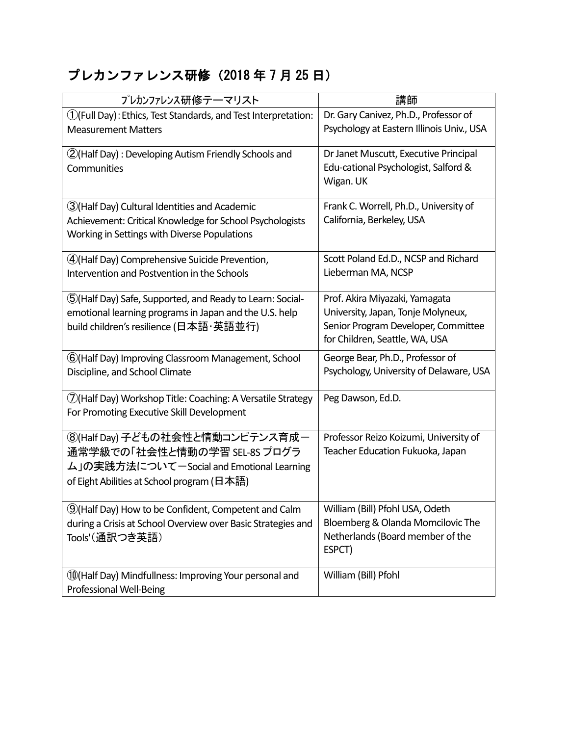# プレカンファレンス研修（2018 年 7 月 25 日）

| ﾌﾟﾚｶﾝﾌｧﾚﾝｽ研修テーマリスト | 講師 |
|---|---|
| ①(Full Day) : Ethics, Test Standards, and Test Interpretation: Measurement Matters | Dr. Gary Canivez, Ph.D., Professor of Psychology at Eastern Illinois Univ., USA |
| ②(Half Day) : Developing Autism Friendly Schools and Communities | Dr Janet Muscutt, Executive Principal Edu-cational Psychologist, Salford & Wigan. UK |
| ③(Half Day) Cultural Identities and Academic Achievement: Critical Knowledge for School Psychologists Working in Settings with Diverse Populations | Frank C. Worrell, Ph.D., University of California, Berkeley, USA |
| ④(Half Day) Comprehensive Suicide Prevention, Intervention and Postvention in the Schools | Scott Poland Ed.D., NCSP and Richard Lieberman MA, NCSP |
| ⑤(Half Day) Safe, Supported, and Ready to Learn: Social-emotional learning programs in Japan and the U.S. help build children's resilience (日本語･英語並行) | Prof. Akira Miyazaki, Yamagata University, Japan, Tonje Molyneux, Senior Program Developer, Committee for Children, Seattle, WA, USA |
| ⑥(Half Day) Improving Classroom Management, School Discipline, and School Climate | George Bear, Ph.D., Professor of Psychology, University of Delaware, USA |
| ⑦(Half Day) Workshop Title: Coaching: A Versatile Strategy For Promoting Executive Skill Development | Peg Dawson, Ed.D. |
| ⑧(Half Day) 子どもの社会性と情動コンピテンス育成ー通常学級での「社会性と情動の学習 SEL-8S プログラム」の実践方法についてーSocial and Emotional Learning of Eight Abilities at School program (日本語) | Professor Reizo Koizumi, University of Teacher Education Fukuoka, Japan |
| ⑨(Half Day) How to be Confident, Competent and Calm during a Crisis at School Overview over Basic Strategies and Tools'（通訳つき英語） | William (Bill) Pfohl USA, Odeth Bloemberg & Olanda Momcilovic The Netherlands (Board member of the ESPCT) |
| ⑩(Half Day) Mindfullness: Improving Your personal and Professional Well-Being | William (Bill) Pfohl |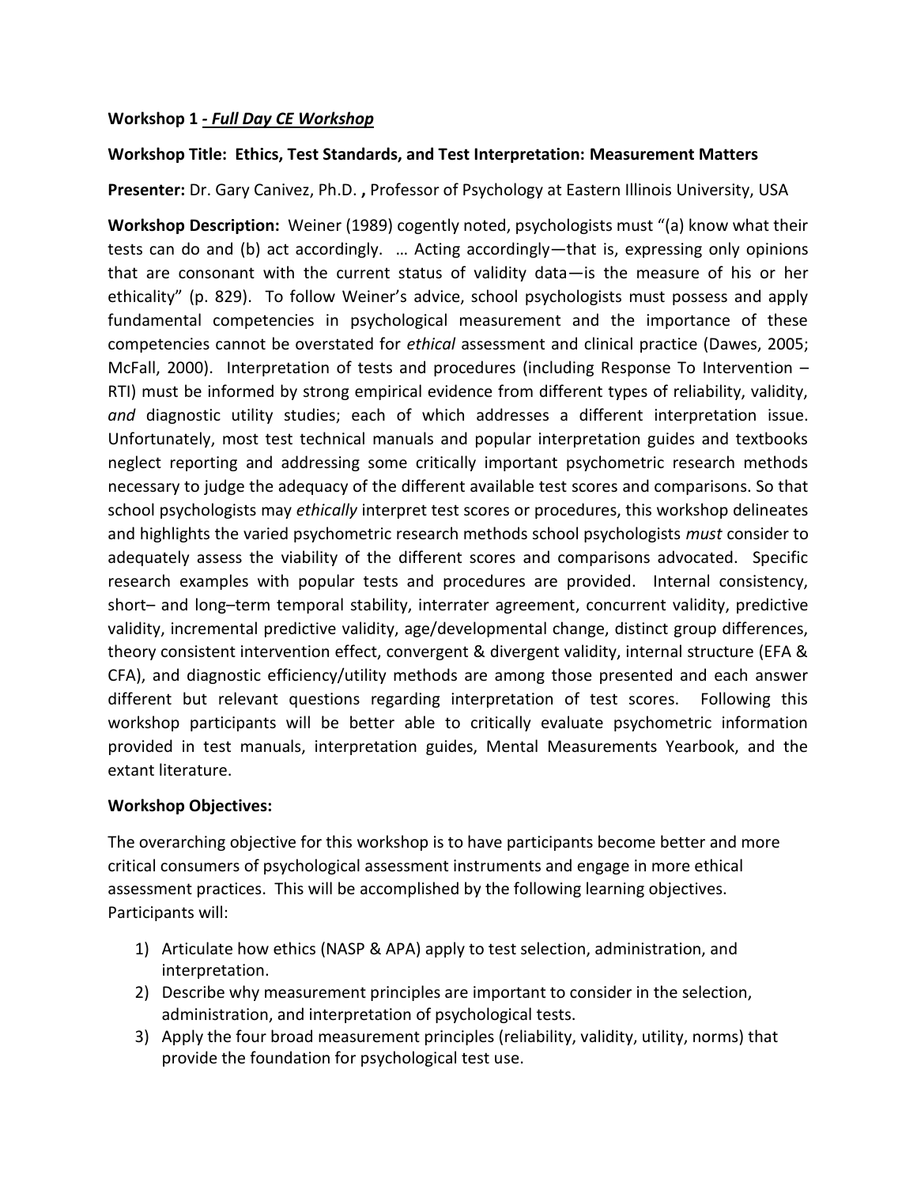**Workshop 1 - *Full Day CE Workshop***

**Workshop Title: Ethics, Test Standards, and Test Interpretation: Measurement Matters**

**Presenter:** Dr. Gary Canivez, Ph.D. **,** Professor of Psychology at Eastern Illinois University, USA

**Workshop Description:** Weiner (1989) cogently noted, psychologists must "(a) know what their tests can do and (b) act accordingly. … Acting accordingly—that is, expressing only opinions that are consonant with the current status of validity data—is the measure of his or her ethicality" (p. 829). To follow Weiner's advice, school psychologists must possess and apply fundamental competencies in psychological measurement and the importance of these competencies cannot be overstated for *ethical* assessment and clinical practice (Dawes, 2005; McFall, 2000). Interpretation of tests and procedures (including Response To Intervention – RTI) must be informed by strong empirical evidence from different types of reliability, validity, *and* diagnostic utility studies; each of which addresses a different interpretation issue. Unfortunately, most test technical manuals and popular interpretation guides and textbooks neglect reporting and addressing some critically important psychometric research methods necessary to judge the adequacy of the different available test scores and comparisons. So that school psychologists may *ethically* interpret test scores or procedures, this workshop delineates and highlights the varied psychometric research methods school psychologists *must* consider to adequately assess the viability of the different scores and comparisons advocated. Specific research examples with popular tests and procedures are provided. Internal consistency, short– and long–term temporal stability, interrater agreement, concurrent validity, predictive validity, incremental predictive validity, age/developmental change, distinct group differences, theory consistent intervention effect, convergent & divergent validity, internal structure (EFA & CFA), and diagnostic efficiency/utility methods are among those presented and each answer different but relevant questions regarding interpretation of test scores. Following this workshop participants will be better able to critically evaluate psychometric information provided in test manuals, interpretation guides, Mental Measurements Yearbook, and the extant literature.

**Workshop Objectives:**

The overarching objective for this workshop is to have participants become better and more critical consumers of psychological assessment instruments and engage in more ethical assessment practices. This will be accomplished by the following learning objectives. Participants will:

1) Articulate how ethics (NASP & APA) apply to test selection, administration, and interpretation.
2) Describe why measurement principles are important to consider in the selection, administration, and interpretation of psychological tests.
3) Apply the four broad measurement principles (reliability, validity, utility, norms) that provide the foundation for psychological test use.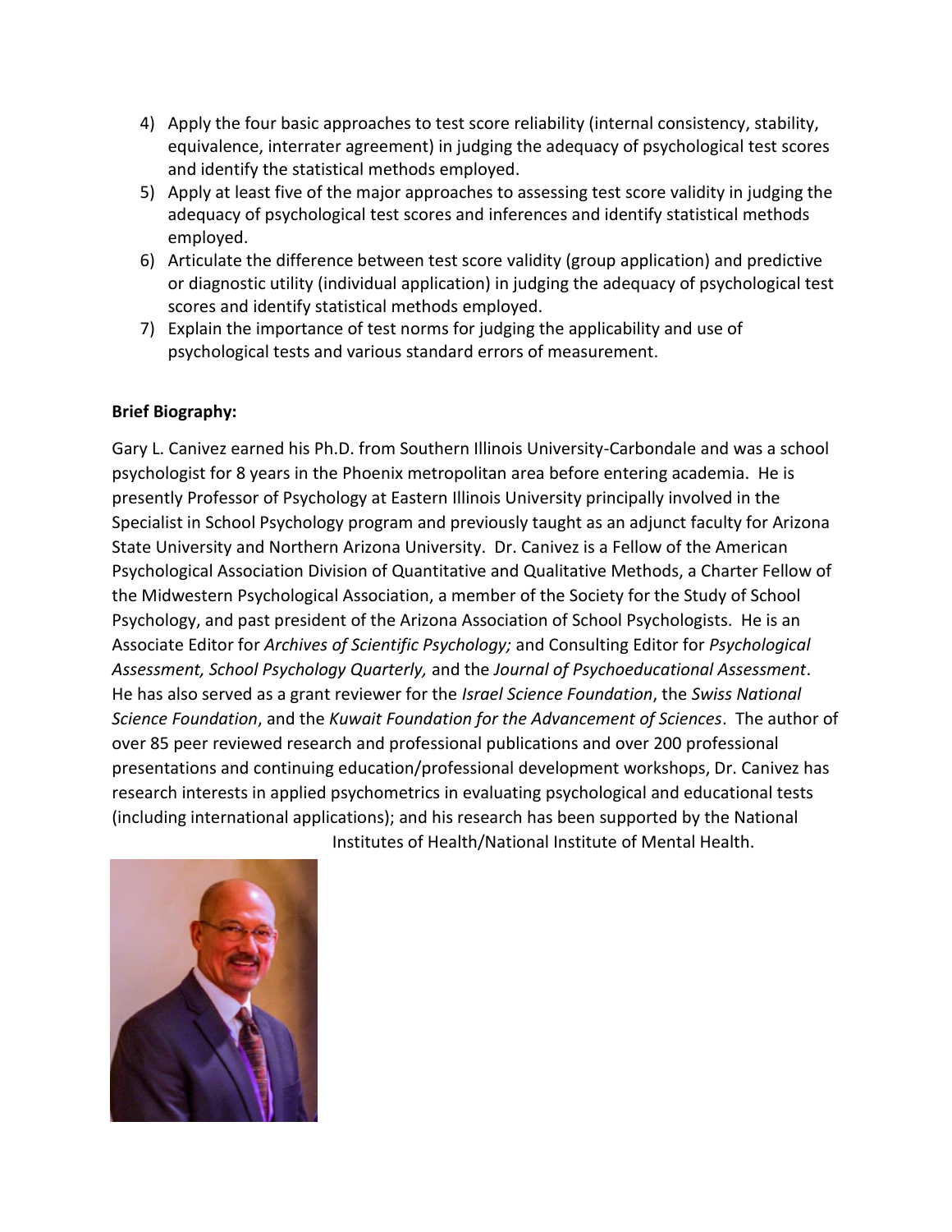4) Apply the four basic approaches to test score reliability (internal consistency, stability, equivalence, interrater agreement) in judging the adequacy of psychological test scores and identify the statistical methods employed.
5) Apply at least five of the major approaches to assessing test score validity in judging the adequacy of psychological test scores and inferences and identify statistical methods employed.
6) Articulate the difference between test score validity (group application) and predictive or diagnostic utility (individual application) in judging the adequacy of psychological test scores and identify statistical methods employed.
7) Explain the importance of test norms for judging the applicability and use of psychological tests and various standard errors of measurement.

**Brief Biography:**

Gary L. Canivez earned his Ph.D. from Southern Illinois University-Carbondale and was a school psychologist for 8 years in the Phoenix metropolitan area before entering academia. He is presently Professor of Psychology at Eastern Illinois University principally involved in the Specialist in School Psychology program and previously taught as an adjunct faculty for Arizona State University and Northern Arizona University. Dr. Canivez is a Fellow of the American Psychological Association Division of Quantitative and Qualitative Methods, a Charter Fellow of the Midwestern Psychological Association, a member of the Society for the Study of School Psychology, and past president of the Arizona Association of School Psychologists. He is an Associate Editor for *Archives of Scientific Psychology;* and Consulting Editor for *Psychological Assessment, School Psychology Quarterly,* and the *Journal of Psychoeducational Assessment*. He has also served as a grant reviewer for the *Israel Science Foundation*, the *Swiss National Science Foundation*, and the *Kuwait Foundation for the Advancement of Sciences*. The author of over 85 peer reviewed research and professional publications and over 200 professional presentations and continuing education/professional development workshops, Dr. Canivez has research interests in applied psychometrics in evaluating psychological and educational tests (including international applications); and his research has been supported by the National Institutes of Health/National Institute of Mental Health.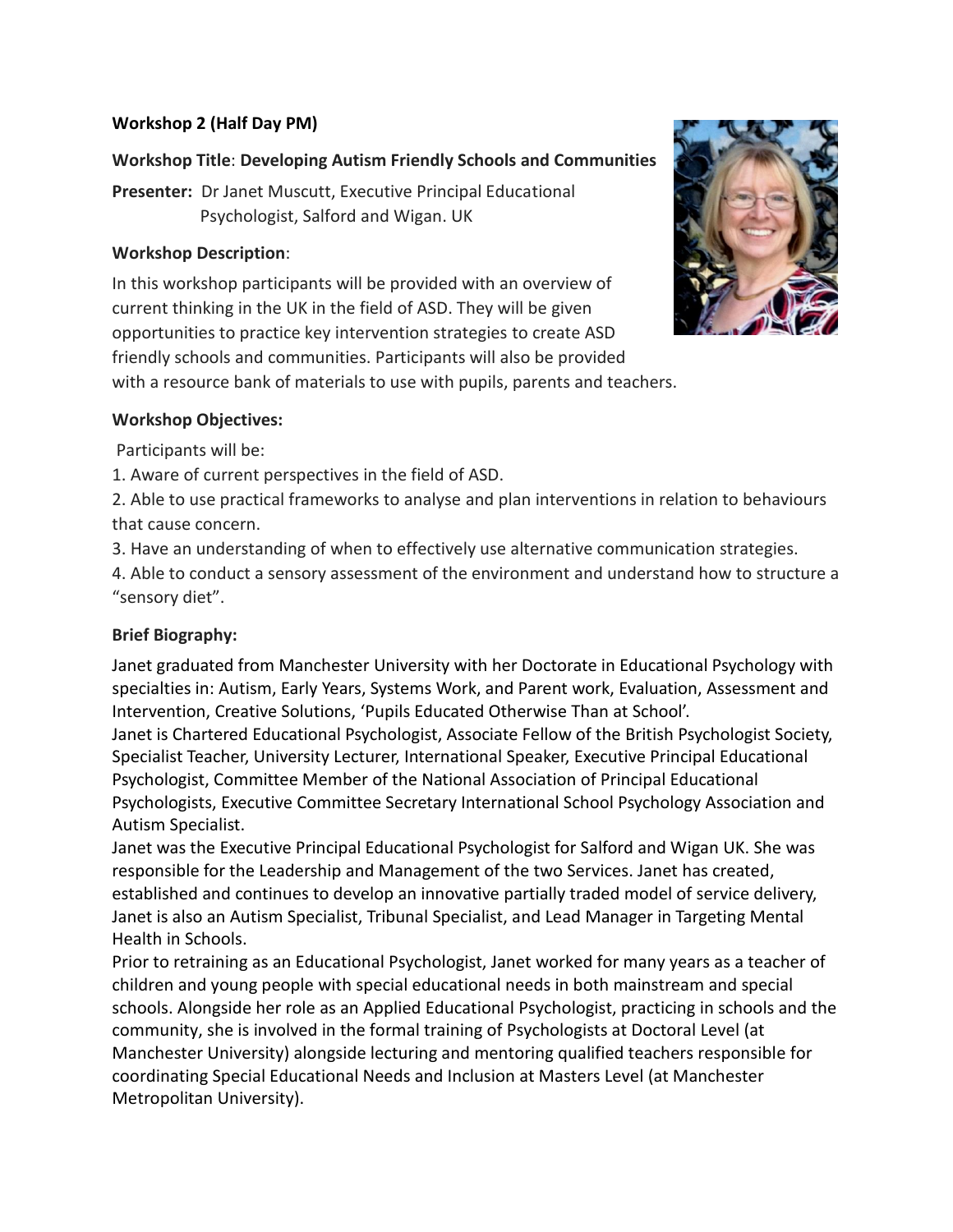**Workshop 2 (Half Day PM)**

**Workshop Title**: **Developing Autism Friendly Schools and Communities**

**Presenter:** Dr Janet Muscutt, Executive Principal Educational Psychologist, Salford and Wigan. UK

**Workshop Description**:

In this workshop participants will be provided with an overview of current thinking in the UK in the field of ASD. They will be given opportunities to practice key intervention strategies to create ASD friendly schools and communities. Participants will also be provided with a resource bank of materials to use with pupils, parents and teachers.

**Workshop Objectives:**

Participants will be:

1. Aware of current perspectives in the field of ASD.
2. Able to use practical frameworks to analyse and plan interventions in relation to behaviours that cause concern.
3. Have an understanding of when to effectively use alternative communication strategies.
4. Able to conduct a sensory assessment of the environment and understand how to structure a "sensory diet".

**Brief Biography:**

Janet graduated from Manchester University with her Doctorate in Educational Psychology with specialties in: Autism, Early Years, Systems Work, and Parent work, Evaluation, Assessment and Intervention, Creative Solutions, 'Pupils Educated Otherwise Than at School'.
Janet is Chartered Educational Psychologist, Associate Fellow of the British Psychologist Society, Specialist Teacher, University Lecturer, International Speaker, Executive Principal Educational Psychologist, Committee Member of the National Association of Principal Educational Psychologists, Executive Committee Secretary International School Psychology Association and Autism Specialist.
Janet was the Executive Principal Educational Psychologist for Salford and Wigan UK. She was responsible for the Leadership and Management of the two Services. Janet has created, established and continues to develop an innovative partially traded model of service delivery, Janet is also an Autism Specialist, Tribunal Specialist, and Lead Manager in Targeting Mental Health in Schools.
Prior to retraining as an Educational Psychologist, Janet worked for many years as a teacher of children and young people with special educational needs in both mainstream and special schools. Alongside her role as an Applied Educational Psychologist, practicing in schools and the community, she is involved in the formal training of Psychologists at Doctoral Level (at Manchester University) alongside lecturing and mentoring qualified teachers responsible for coordinating Special Educational Needs and Inclusion at Masters Level (at Manchester Metropolitan University).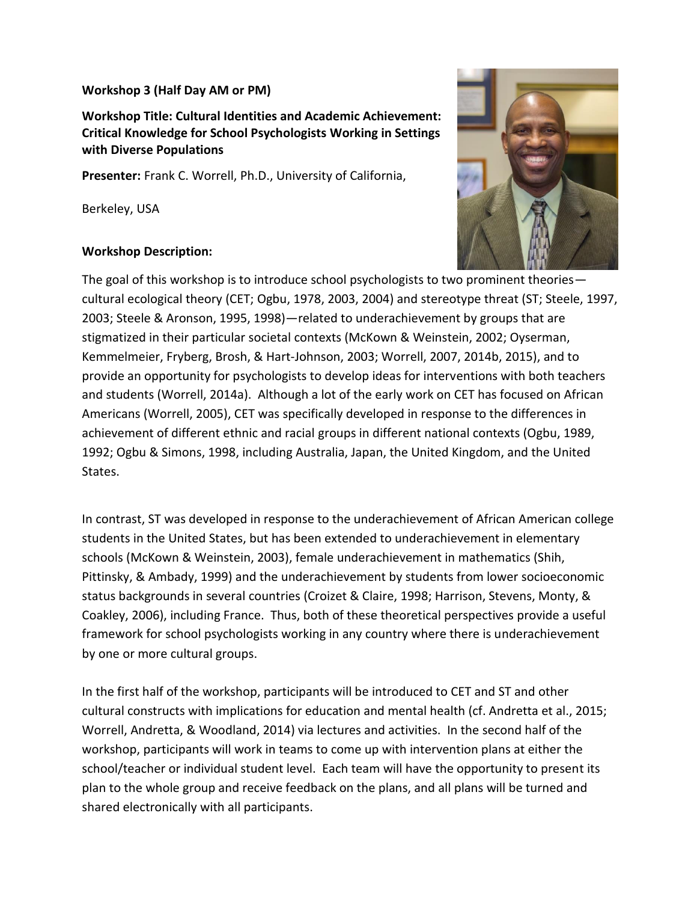**Workshop 3 (Half Day AM or PM)**

**Workshop Title: Cultural Identities and Academic Achievement: Critical Knowledge for School Psychologists Working in Settings with Diverse Populations**

**Presenter:** Frank C. Worrell, Ph.D., University of California,

Berkeley, USA

**Workshop Description:**

The goal of this workshop is to introduce school psychologists to two prominent theories—cultural ecological theory (CET; Ogbu, 1978, 2003, 2004) and stereotype threat (ST; Steele, 1997, 2003; Steele & Aronson, 1995, 1998)—related to underachievement by groups that are stigmatized in their particular societal contexts (McKown & Weinstein, 2002; Oyserman, Kemmelmeier, Fryberg, Brosh, & Hart-Johnson, 2003; Worrell, 2007, 2014b, 2015), and to provide an opportunity for psychologists to develop ideas for interventions with both teachers and students (Worrell, 2014a). Although a lot of the early work on CET has focused on African Americans (Worrell, 2005), CET was specifically developed in response to the differences in achievement of different ethnic and racial groups in different national contexts (Ogbu, 1989, 1992; Ogbu & Simons, 1998, including Australia, Japan, the United Kingdom, and the United States.

In contrast, ST was developed in response to the underachievement of African American college students in the United States, but has been extended to underachievement in elementary schools (McKown & Weinstein, 2003), female underachievement in mathematics (Shih, Pittinsky, & Ambady, 1999) and the underachievement by students from lower socioeconomic status backgrounds in several countries (Croizet & Claire, 1998; Harrison, Stevens, Monty, & Coakley, 2006), including France. Thus, both of these theoretical perspectives provide a useful framework for school psychologists working in any country where there is underachievement by one or more cultural groups.

In the first half of the workshop, participants will be introduced to CET and ST and other cultural constructs with implications for education and mental health (cf. Andretta et al., 2015; Worrell, Andretta, & Woodland, 2014) via lectures and activities. In the second half of the workshop, participants will work in teams to come up with intervention plans at either the school/teacher or individual student level. Each team will have the opportunity to present its plan to the whole group and receive feedback on the plans, and all plans will be turned and shared electronically with all participants.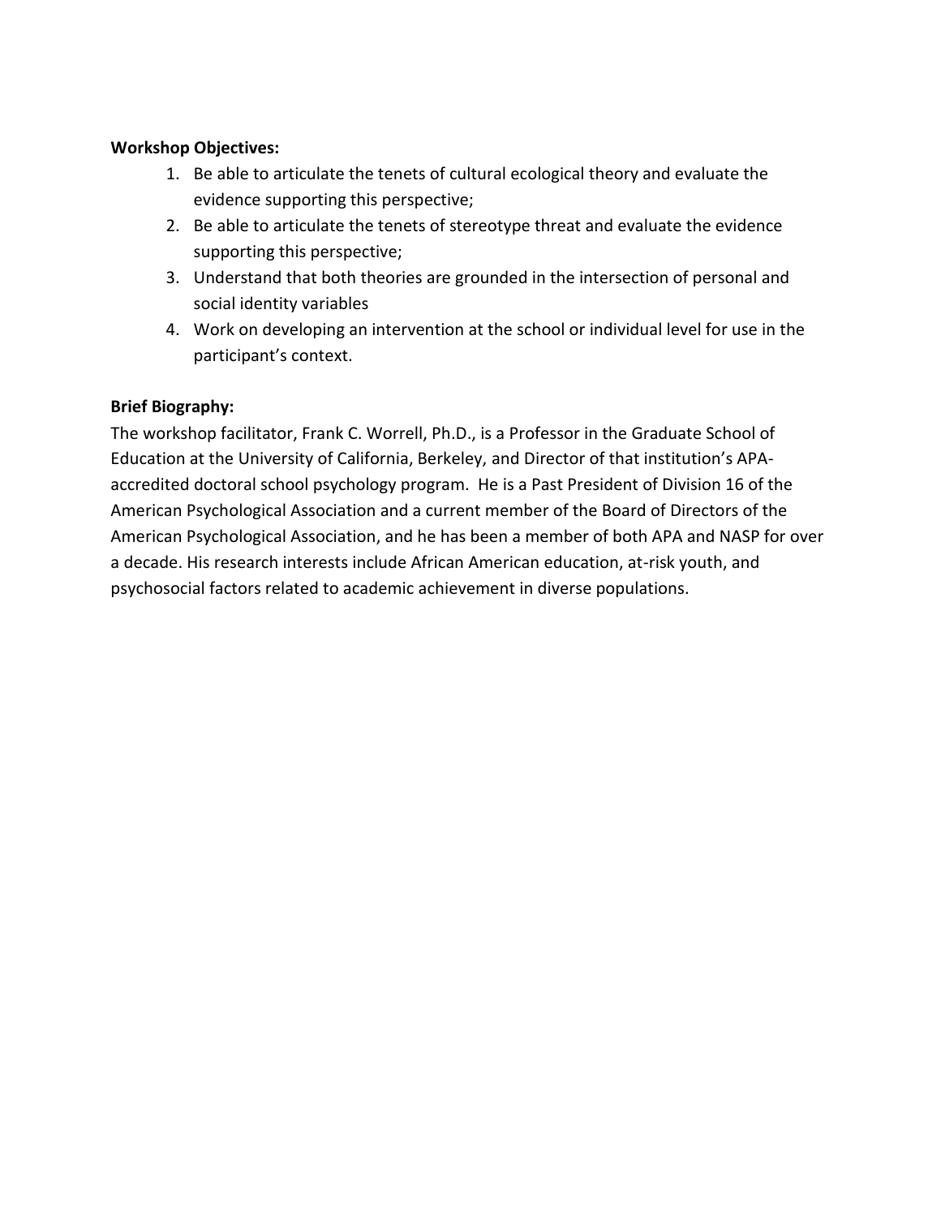**Workshop Objectives:**

1. Be able to articulate the tenets of cultural ecological theory and evaluate the evidence supporting this perspective;
2. Be able to articulate the tenets of stereotype threat and evaluate the evidence supporting this perspective;
3. Understand that both theories are grounded in the intersection of personal and social identity variables
4. Work on developing an intervention at the school or individual level for use in the participant's context.

**Brief Biography:**

The workshop facilitator, Frank C. Worrell, Ph.D., is a Professor in the Graduate School of Education at the University of California, Berkeley, and Director of that institution's APA-accredited doctoral school psychology program. He is a Past President of Division 16 of the American Psychological Association and a current member of the Board of Directors of the American Psychological Association, and he has been a member of both APA and NASP for over a decade. His research interests include African American education, at-risk youth, and psychosocial factors related to academic achievement in diverse populations.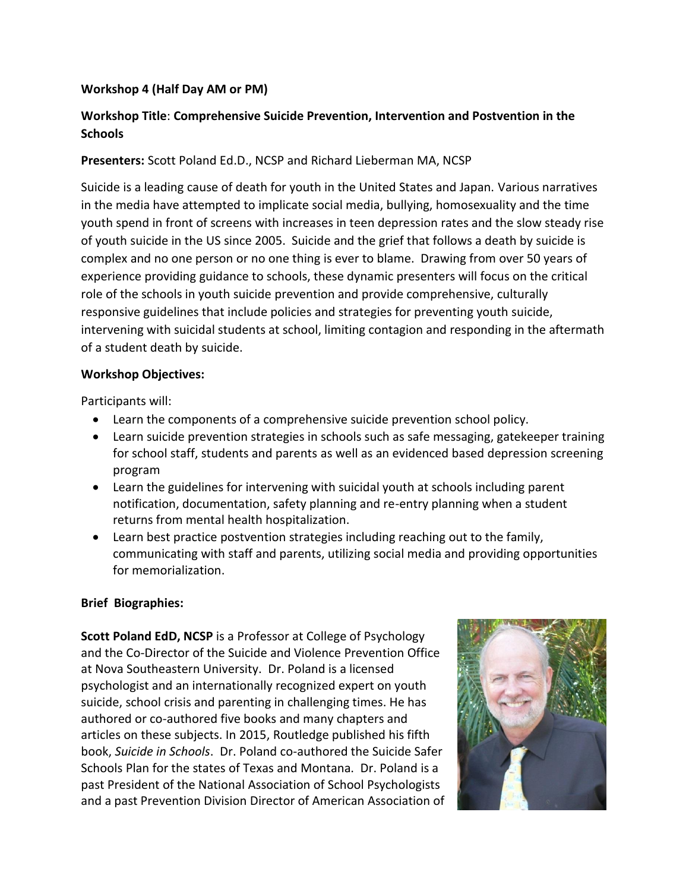**Workshop 4 (Half Day AM or PM)**

**Workshop Title**: **Comprehensive Suicide Prevention, Intervention and Postvention in the Schools**

**Presenters:** Scott Poland Ed.D., NCSP and Richard Lieberman MA, NCSP

Suicide is a leading cause of death for youth in the United States and Japan. Various narratives in the media have attempted to implicate social media, bullying, homosexuality and the time youth spend in front of screens with increases in teen depression rates and the slow steady rise of youth suicide in the US since 2005. Suicide and the grief that follows a death by suicide is complex and no one person or no one thing is ever to blame. Drawing from over 50 years of experience providing guidance to schools, these dynamic presenters will focus on the critical role of the schools in youth suicide prevention and provide comprehensive, culturally responsive guidelines that include policies and strategies for preventing youth suicide, intervening with suicidal students at school, limiting contagion and responding in the aftermath of a student death by suicide.

**Workshop Objectives:**

Participants will:

- Learn the components of a comprehensive suicide prevention school policy.
- Learn suicide prevention strategies in schools such as safe messaging, gatekeeper training for school staff, students and parents as well as an evidenced based depression screening program
- Learn the guidelines for intervening with suicidal youth at schools including parent notification, documentation, safety planning and re-entry planning when a student returns from mental health hospitalization.
- Learn best practice postvention strategies including reaching out to the family, communicating with staff and parents, utilizing social media and providing opportunities for memorialization.

**Brief Biographies:**

**Scott Poland EdD, NCSP** is a Professor at College of Psychology and the Co-Director of the Suicide and Violence Prevention Office at Nova Southeastern University. Dr. Poland is a licensed psychologist and an internationally recognized expert on youth suicide, school crisis and parenting in challenging times. He has authored or co-authored five books and many chapters and articles on these subjects. In 2015, Routledge published his fifth book, *Suicide in Schools*. Dr. Poland co-authored the Suicide Safer Schools Plan for the states of Texas and Montana. Dr. Poland is a past President of the National Association of School Psychologists and a past Prevention Division Director of American Association of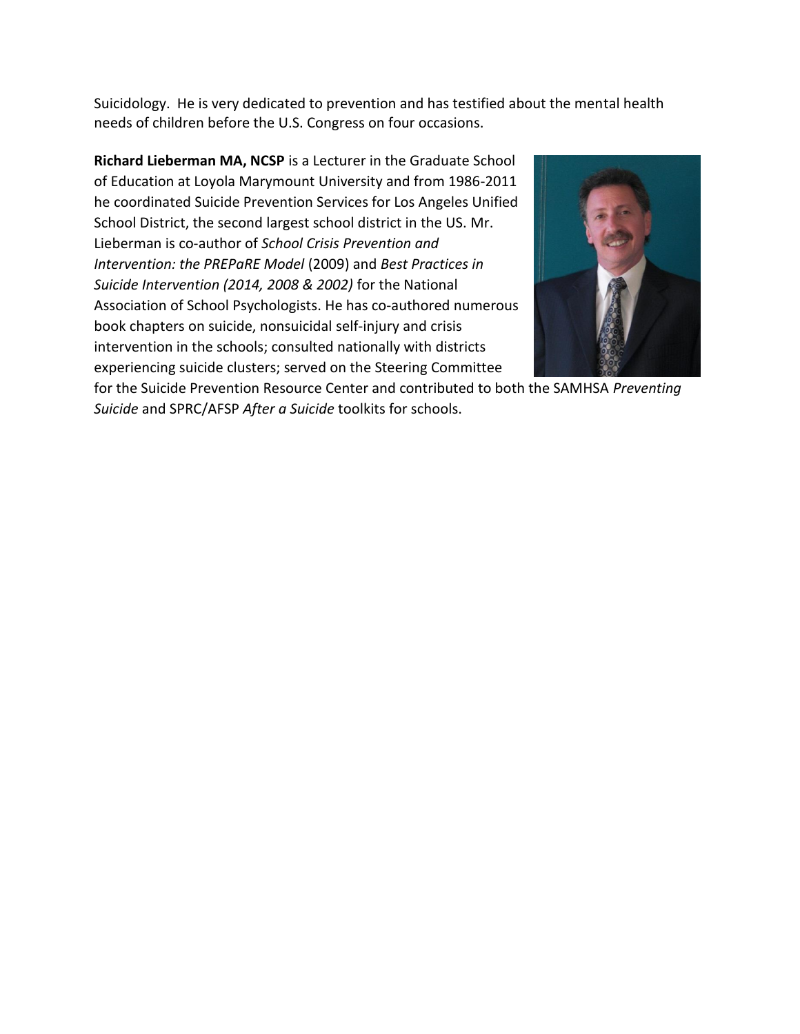Suicidology. He is very dedicated to prevention and has testified about the mental health needs of children before the U.S. Congress on four occasions.

**Richard Lieberman MA, NCSP** is a Lecturer in the Graduate School of Education at Loyola Marymount University and from 1986-2011 he coordinated Suicide Prevention Services for Los Angeles Unified School District, the second largest school district in the US. Mr. Lieberman is co-author of *School Crisis Prevention and Intervention: the PREPaRE Model* (2009) and *Best Practices in Suicide Intervention (2014, 2008 & 2002)* for the National Association of School Psychologists. He has co-authored numerous book chapters on suicide, nonsuicidal self-injury and crisis intervention in the schools; consulted nationally with districts experiencing suicide clusters; served on the Steering Committee for the Suicide Prevention Resource Center and contributed to both the SAMHSA *Preventing Suicide* and SPRC/AFSP *After a Suicide* toolkits for schools.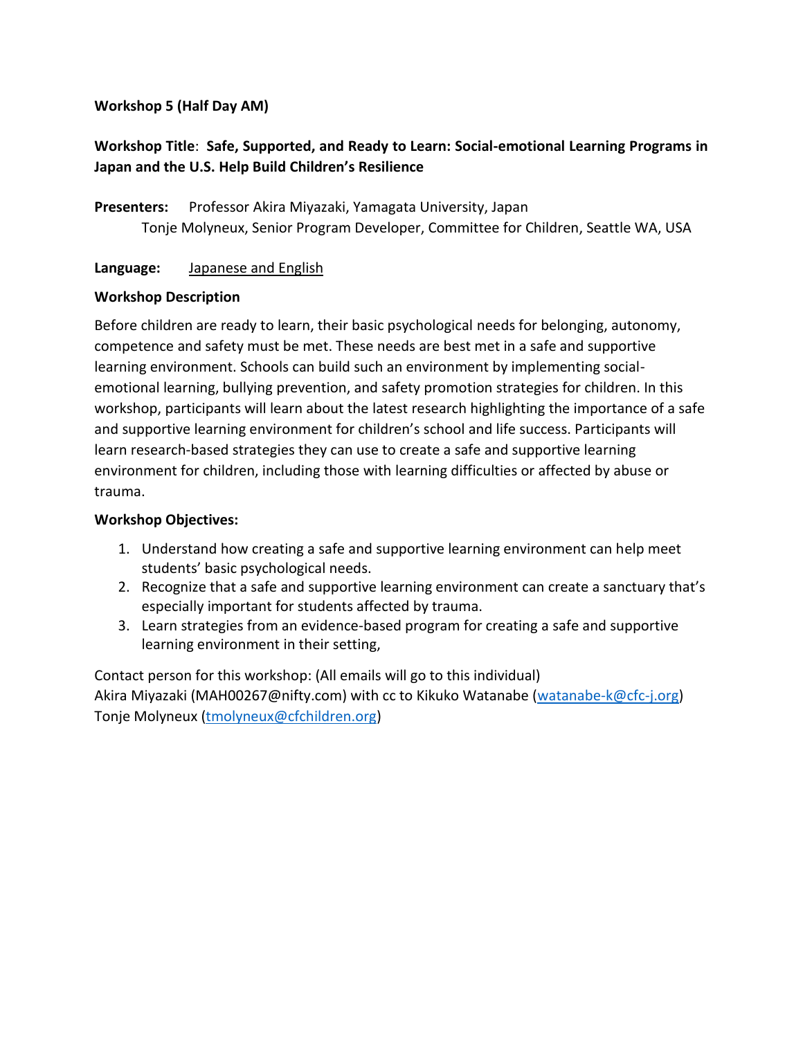**Workshop 5 (Half Day AM)**

**Workshop Title**: **Safe, Supported, and Ready to Learn: Social-emotional Learning Programs in Japan and the U.S. Help Build Children's Resilience**

**Presenters:** Professor Akira Miyazaki, Yamagata University, Japan
Tonje Molyneux, Senior Program Developer, Committee for Children, Seattle WA, USA

**Language:** Japanese and English

**Workshop Description**

Before children are ready to learn, their basic psychological needs for belonging, autonomy, competence and safety must be met. These needs are best met in a safe and supportive learning environment. Schools can build such an environment by implementing social-emotional learning, bullying prevention, and safety promotion strategies for children. In this workshop, participants will learn about the latest research highlighting the importance of a safe and supportive learning environment for children's school and life success. Participants will learn research-based strategies they can use to create a safe and supportive learning environment for children, including those with learning difficulties or affected by abuse or trauma.

**Workshop Objectives:**

1. Understand how creating a safe and supportive learning environment can help meet students' basic psychological needs.
2. Recognize that a safe and supportive learning environment can create a sanctuary that's especially important for students affected by trauma.
3. Learn strategies from an evidence-based program for creating a safe and supportive learning environment in their setting,

Contact person for this workshop: (All emails will go to this individual)
Akira Miyazaki (MAH00267@nifty.com) with cc to Kikuko Watanabe (watanabe-k@cfc-j.org)
Tonje Molyneux (tmolyneux@cfchildren.org)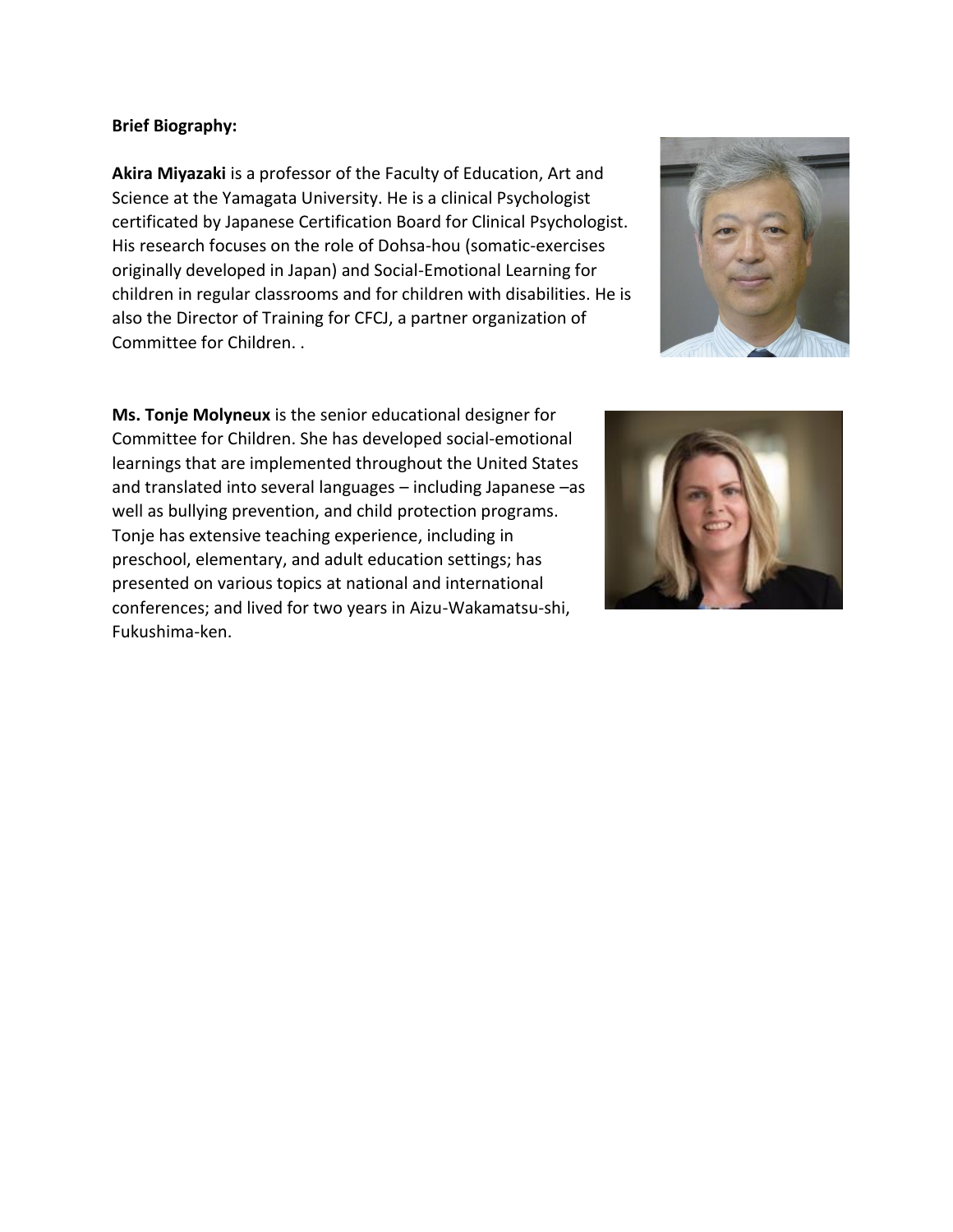**Brief Biography:**

**Akira Miyazaki** is a professor of the Faculty of Education, Art and Science at the Yamagata University. He is a clinical Psychologist certificated by Japanese Certification Board for Clinical Psychologist. His research focuses on the role of Dohsa-hou (somatic-exercises originally developed in Japan) and Social-Emotional Learning for children in regular classrooms and for children with disabilities. He is also the Director of Training for CFCJ, a partner organization of Committee for Children. .

**Ms. Tonje Molyneux** is the senior educational designer for Committee for Children. She has developed social-emotional learnings that are implemented throughout the United States and translated into several languages – including Japanese –as well as bullying prevention, and child protection programs. Tonje has extensive teaching experience, including in preschool, elementary, and adult education settings; has presented on various topics at national and international conferences; and lived for two years in Aizu-Wakamatsu-shi, Fukushima-ken.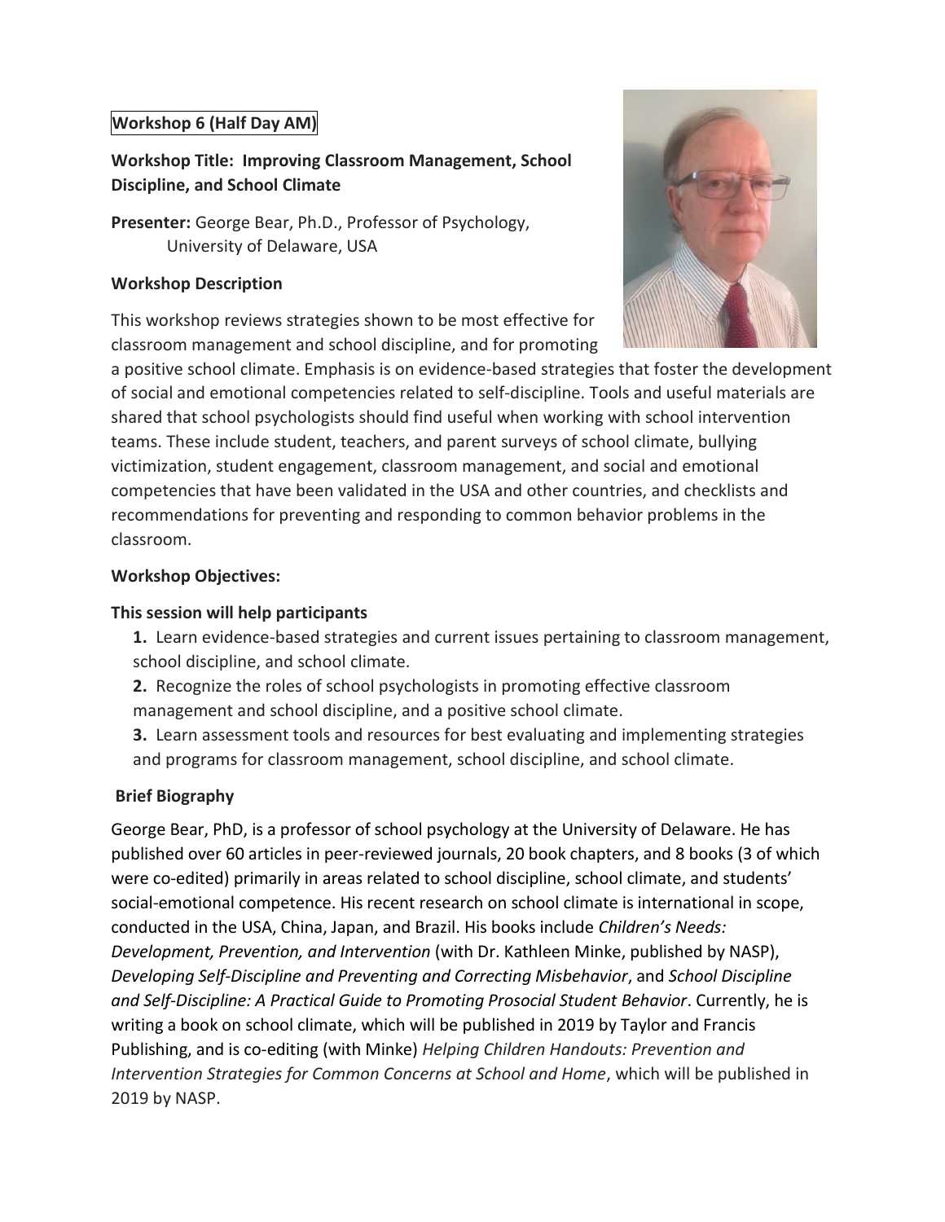**Workshop 6 (Half Day AM)**

## Workshop Title: Improving Classroom Management, School Discipline, and School Climate

**Presenter:** George Bear, Ph.D., Professor of Psychology, University of Delaware, USA

### Workshop Description

This workshop reviews strategies shown to be most effective for classroom management and school discipline, and for promoting a positive school climate. Emphasis is on evidence-based strategies that foster the development of social and emotional competencies related to self-discipline. Tools and useful materials are shared that school psychologists should find useful when working with school intervention teams. These include student, teachers, and parent surveys of school climate, bullying victimization, student engagement, classroom management, and social and emotional competencies that have been validated in the USA and other countries, and checklists and recommendations for preventing and responding to common behavior problems in the classroom.

### Workshop Objectives:

**This session will help participants**

1. Learn evidence-based strategies and current issues pertaining to classroom management, school discipline, and school climate.
2. Recognize the roles of school psychologists in promoting effective classroom management and school discipline, and a positive school climate.
3. Learn assessment tools and resources for best evaluating and implementing strategies and programs for classroom management, school discipline, and school climate.

### Brief Biography

George Bear, PhD, is a professor of school psychology at the University of Delaware. He has published over 60 articles in peer-reviewed journals, 20 book chapters, and 8 books (3 of which were co-edited) primarily in areas related to school discipline, school climate, and students' social-emotional competence. His recent research on school climate is international in scope, conducted in the USA, China, Japan, and Brazil. His books include *Children's Needs: Development, Prevention, and Intervention* (with Dr. Kathleen Minke, published by NASP), *Developing Self-Discipline and Preventing and Correcting Misbehavior*, and *School Discipline and Self-Discipline: A Practical Guide to Promoting Prosocial Student Behavior*. Currently, he is writing a book on school climate, which will be published in 2019 by Taylor and Francis Publishing, and is co-editing (with Minke) *Helping Children Handouts: Prevention and Intervention Strategies for Common Concerns at School and Home*, which will be published in 2019 by NASP.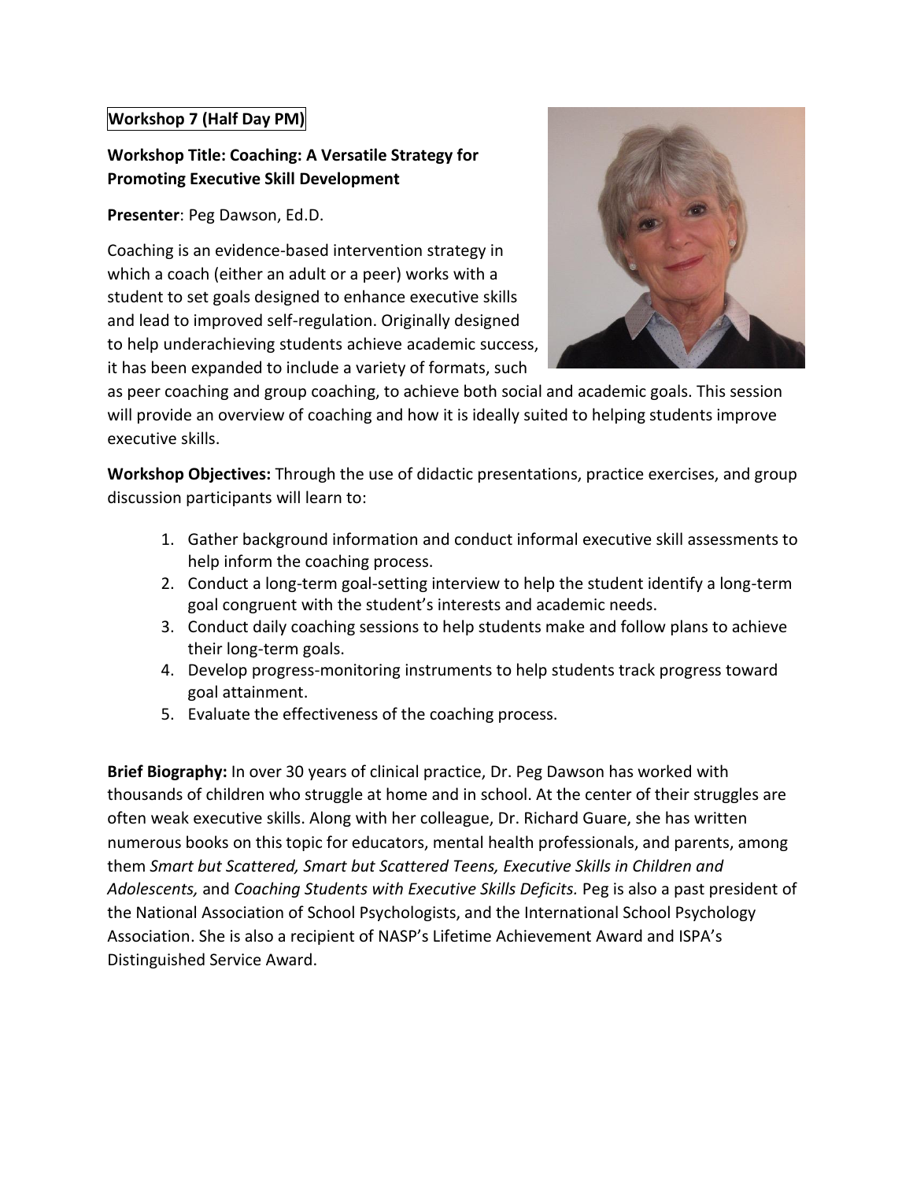**Workshop 7 (Half Day PM)**

**Workshop Title: Coaching: A Versatile Strategy for Promoting Executive Skill Development**

**Presenter**: Peg Dawson, Ed.D.

Coaching is an evidence-based intervention strategy in which a coach (either an adult or a peer) works with a student to set goals designed to enhance executive skills and lead to improved self-regulation. Originally designed to help underachieving students achieve academic success, it has been expanded to include a variety of formats, such as peer coaching and group coaching, to achieve both social and academic goals. This session will provide an overview of coaching and how it is ideally suited to helping students improve executive skills.

**Workshop Objectives:** Through the use of didactic presentations, practice exercises, and group discussion participants will learn to:

1. Gather background information and conduct informal executive skill assessments to help inform the coaching process.
2. Conduct a long-term goal-setting interview to help the student identify a long-term goal congruent with the student's interests and academic needs.
3. Conduct daily coaching sessions to help students make and follow plans to achieve their long-term goals.
4. Develop progress-monitoring instruments to help students track progress toward goal attainment.
5. Evaluate the effectiveness of the coaching process.

**Brief Biography:** In over 30 years of clinical practice, Dr. Peg Dawson has worked with thousands of children who struggle at home and in school. At the center of their struggles are often weak executive skills. Along with her colleague, Dr. Richard Guare, she has written numerous books on this topic for educators, mental health professionals, and parents, among them *Smart but Scattered, Smart but Scattered Teens, Executive Skills in Children and Adolescents,* and *Coaching Students with Executive Skills Deficits.* Peg is also a past president of the National Association of School Psychologists, and the International School Psychology Association. She is also a recipient of NASP's Lifetime Achievement Award and ISPA's Distinguished Service Award.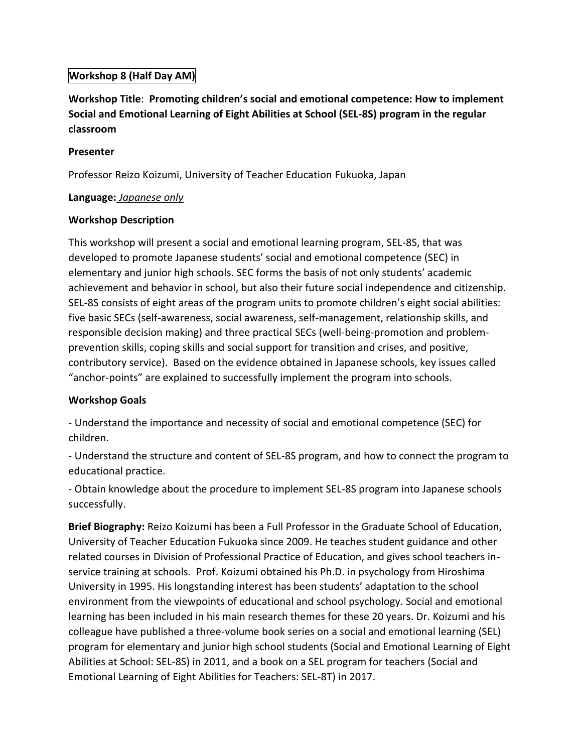**Workshop 8 (Half Day AM)**

**Workshop Title**: **Promoting children's social and emotional competence: How to implement Social and Emotional Learning of Eight Abilities at School (SEL-8S) program in the regular classroom**

**Presenter**

Professor Reizo Koizumi, University of Teacher Education Fukuoka, Japan

**Language:** *Japanese only*

**Workshop Description**

This workshop will present a social and emotional learning program, SEL-8S, that was developed to promote Japanese students' social and emotional competence (SEC) in elementary and junior high schools. SEC forms the basis of not only students' academic achievement and behavior in school, but also their future social independence and citizenship. SEL-8S consists of eight areas of the program units to promote children's eight social abilities: five basic SECs (self-awareness, social awareness, self-management, relationship skills, and responsible decision making) and three practical SECs (well-being-promotion and problem-prevention skills, coping skills and social support for transition and crises, and positive, contributory service). Based on the evidence obtained in Japanese schools, key issues called "anchor-points" are explained to successfully implement the program into schools.

**Workshop Goals**

- Understand the importance and necessity of social and emotional competence (SEC) for children.

- Understand the structure and content of SEL-8S program, and how to connect the program to educational practice.

- Obtain knowledge about the procedure to implement SEL-8S program into Japanese schools successfully.

**Brief Biography:** Reizo Koizumi has been a Full Professor in the Graduate School of Education, University of Teacher Education Fukuoka since 2009. He teaches student guidance and other related courses in Division of Professional Practice of Education, and gives school teachers in-service training at schools. Prof. Koizumi obtained his Ph.D. in psychology from Hiroshima University in 1995. His longstanding interest has been students' adaptation to the school environment from the viewpoints of educational and school psychology. Social and emotional learning has been included in his main research themes for these 20 years. Dr. Koizumi and his colleague have published a three-volume book series on a social and emotional learning (SEL) program for elementary and junior high school students (Social and Emotional Learning of Eight Abilities at School: SEL-8S) in 2011, and a book on a SEL program for teachers (Social and Emotional Learning of Eight Abilities for Teachers: SEL-8T) in 2017.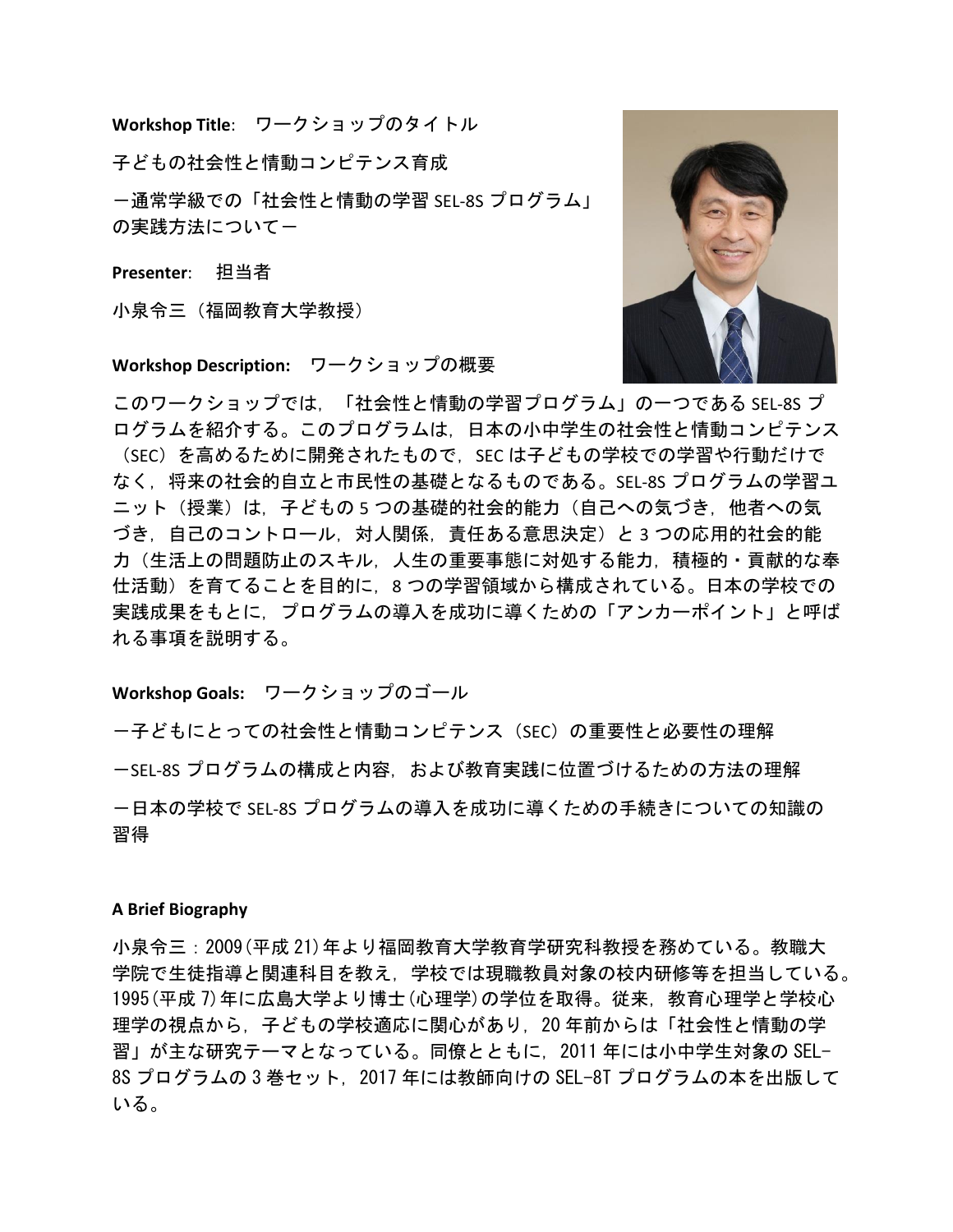**Workshop Title**: ワークショップのタイトル

子どもの社会性と情動コンピテンス育成

－通常学級での「社会性と情動の学習 SEL-8S プログラム」の実践方法について－

**Presenter**: 担当者

小泉令三（福岡教育大学教授）

**Workshop Description:** ワークショップの概要

このワークショップでは，「社会性と情動の学習プログラム」の一つである SEL-8S プログラムを紹介する。このプログラムは，日本の小中学生の社会性と情動コンピテンス（SEC）を高めるために開発されたもので，SEC は子どもの学校での学習や行動だけでなく，将来の社会的自立と市民性の基礎となるものである。SEL-8S プログラムの学習ユニット（授業）は，子どもの 5 つの基礎的社会的能力（自己への気づき，他者への気づき，自己のコントロール，対人関係，責任ある意思決定）と 3 つの応用的社会的能力（生活上の問題防止のスキル，人生の重要事態に対処する能力，積極的・貢献的な奉仕活動）を育てることを目的に，8 つの学習領域から構成されている。日本の学校での実践成果をもとに，プログラムの導入を成功に導くための「アンカーポイント」と呼ばれる事項を説明する。

**Workshop Goals:** ワークショップのゴール

－子どもにとっての社会性と情動コンピテンス（SEC）の重要性と必要性の理解

－SEL-8S プログラムの構成と内容，および教育実践に位置づけるための方法の理解

－日本の学校で SEL-8S プログラムの導入を成功に導くための手続きについての知識の習得

**A Brief Biography**

小泉令三：2009(平成 21)年より福岡教育大学教育学研究科教授を務めている。教職大学院で生徒指導と関連科目を教え，学校では現職教員対象の校内研修等を担当している。1995(平成 7)年に広島大学より博士(心理学)の学位を取得。従来，教育心理学と学校心理学の視点から，子どもの学校適応に関心があり，20 年前からは「社会性と情動の学習」が主な研究テーマとなっている。同僚とともに，2011 年には小中学生対象の SEL-8S プログラムの 3 巻セット，2017 年には教師向けの SEL-8T プログラムの本を出版している。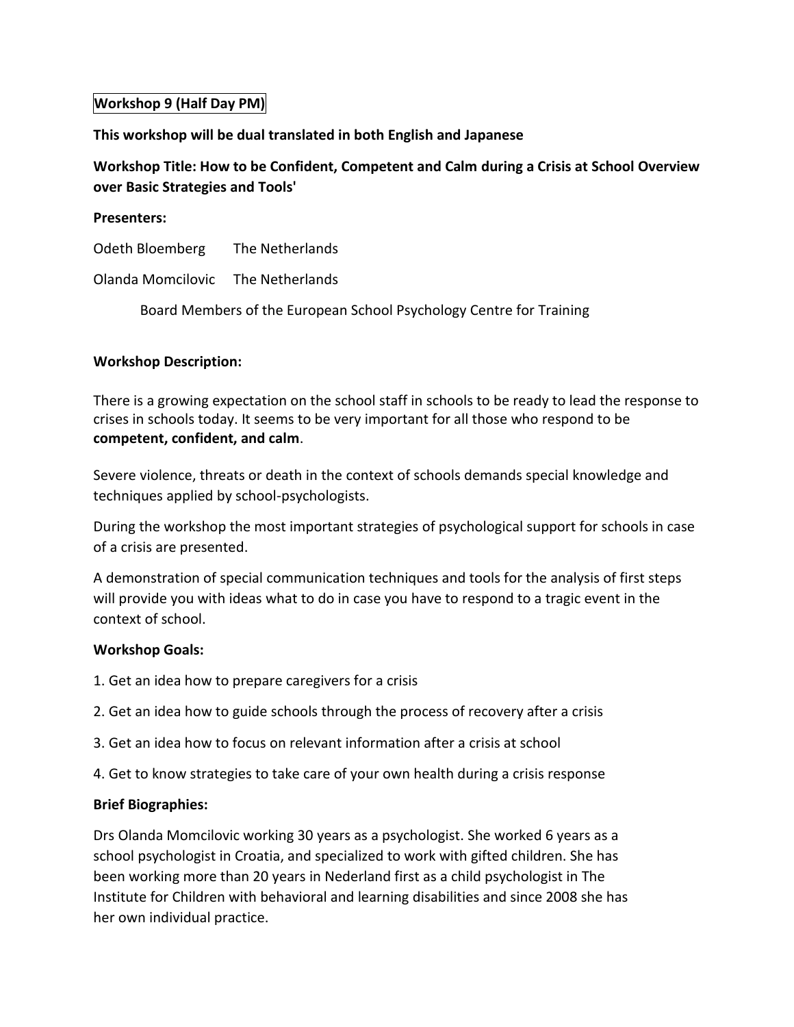**Workshop 9 (Half Day PM)**

**This workshop will be dual translated in both English and Japanese**

**Workshop Title: How to be Confident, Competent and Calm during a Crisis at School Overview over Basic Strategies and Tools'**

**Presenters:**

Odeth Bloemberg The Netherlands

Olanda Momcilovic The Netherlands

Board Members of the European School Psychology Centre for Training

**Workshop Description:**

There is a growing expectation on the school staff in schools to be ready to lead the response to crises in schools today. It seems to be very important for all those who respond to be **competent, confident, and calm**.

Severe violence, threats or death in the context of schools demands special knowledge and techniques applied by school-psychologists.

During the workshop the most important strategies of psychological support for schools in case of a crisis are presented.

A demonstration of special communication techniques and tools for the analysis of first steps will provide you with ideas what to do in case you have to respond to a tragic event in the context of school.

**Workshop Goals:**

1. Get an idea how to prepare caregivers for a crisis
2. Get an idea how to guide schools through the process of recovery after a crisis
3. Get an idea how to focus on relevant information after a crisis at school
4. Get to know strategies to take care of your own health during a crisis response

**Brief Biographies:**

Drs Olanda Momcilovic working 30 years as a psychologist. She worked 6 years as a school psychologist in Croatia, and specialized to work with gifted children. She has been working more than 20 years in Nederland first as a child psychologist in The Institute for Children with behavioral and learning disabilities and since 2008 she has her own individual practice.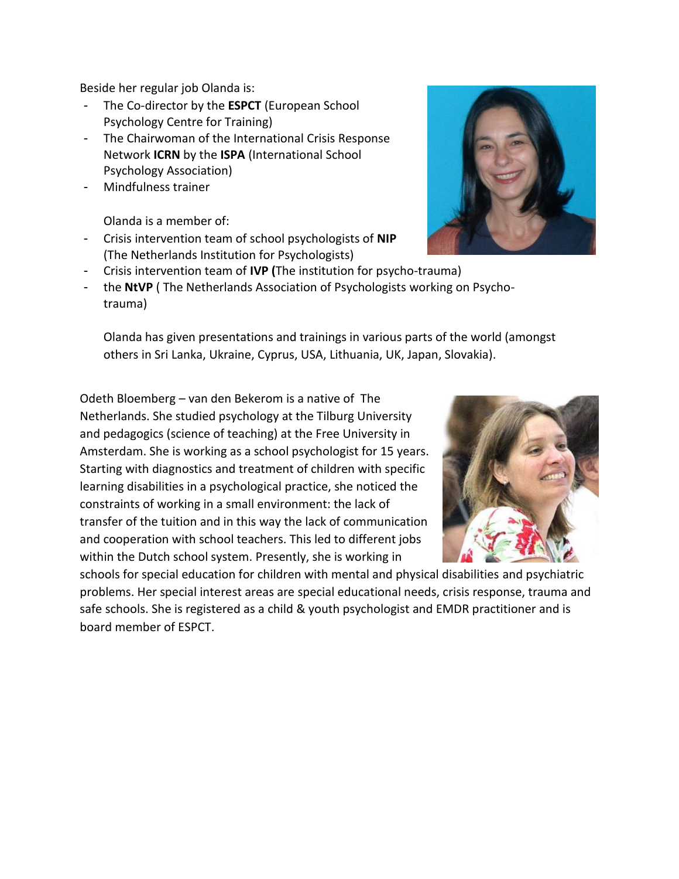Beside her regular job Olanda is:

- The Co-director by the **ESPCT** (European School Psychology Centre for Training)
- The Chairwoman of the International Crisis Response Network **ICRN** by the **ISPA** (International School Psychology Association)
- Mindfulness trainer

Olanda is a member of:

- Crisis intervention team of school psychologists of **NIP** (The Netherlands Institution for Psychologists)
- Crisis intervention team of **IVP (**The institution for psycho-trauma)
- the **NtVP** ( The Netherlands Association of Psychologists working on Psycho-trauma)

Olanda has given presentations and trainings in various parts of the world (amongst others in Sri Lanka, Ukraine, Cyprus, USA, Lithuania, UK, Japan, Slovakia).

Odeth Bloemberg – van den Bekerom is a native of The Netherlands. She studied psychology at the Tilburg University and pedagogics (science of teaching) at the Free University in Amsterdam. She is working as a school psychologist for 15 years. Starting with diagnostics and treatment of children with specific learning disabilities in a psychological practice, she noticed the constraints of working in a small environment: the lack of transfer of the tuition and in this way the lack of communication and cooperation with school teachers. This led to different jobs within the Dutch school system. Presently, she is working in schools for special education for children with mental and physical disabilities and psychiatric problems. Her special interest areas are special educational needs, crisis response, trauma and safe schools. She is registered as a child & youth psychologist and EMDR practitioner and is board member of ESPCT.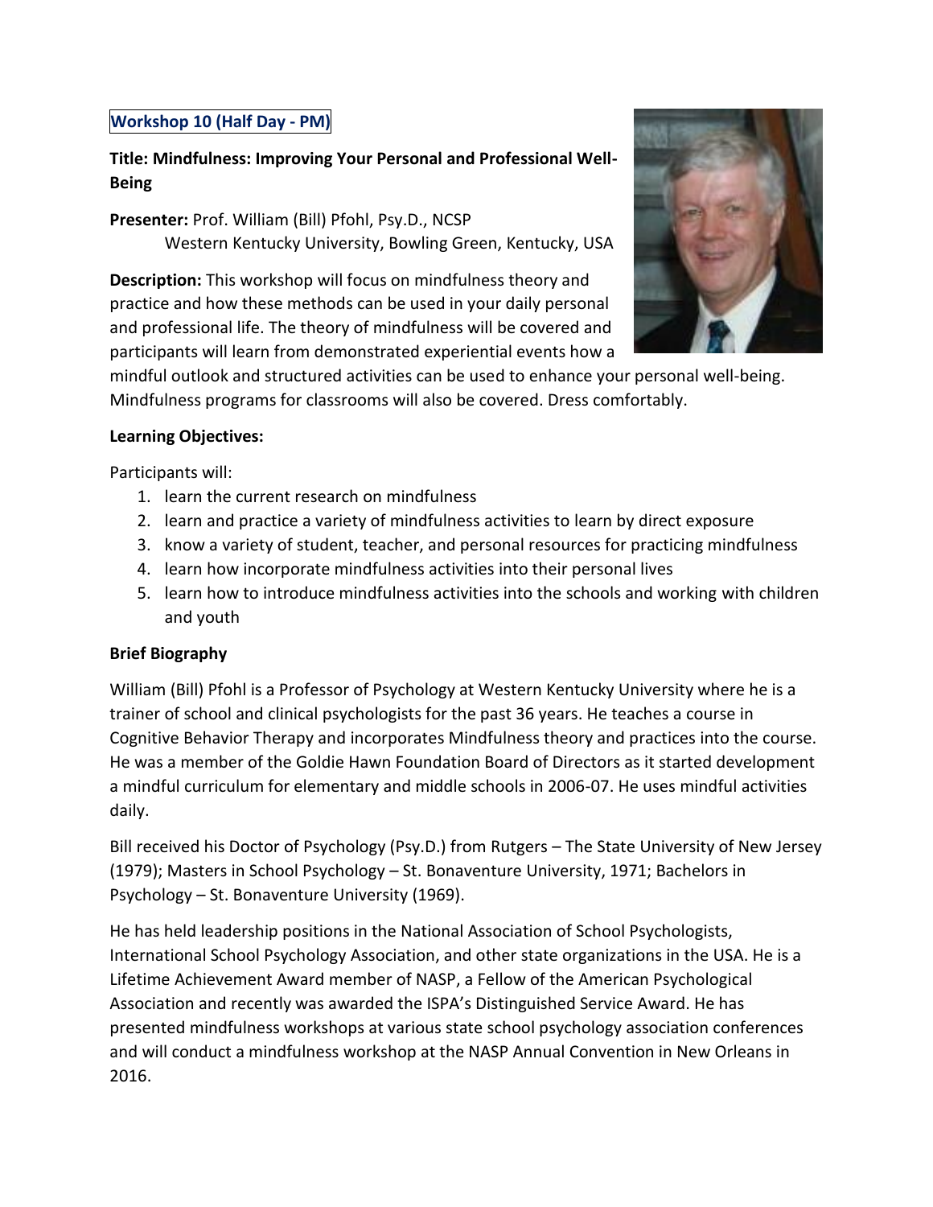**Workshop 10 (Half Day - PM)**

**Title: Mindfulness: Improving Your Personal and Professional Well-Being**

**Presenter:** Prof. William (Bill) Pfohl, Psy.D., NCSP
Western Kentucky University, Bowling Green, Kentucky, USA

**Description:** This workshop will focus on mindfulness theory and practice and how these methods can be used in your daily personal and professional life. The theory of mindfulness will be covered and participants will learn from demonstrated experiential events how a mindful outlook and structured activities can be used to enhance your personal well-being. Mindfulness programs for classrooms will also be covered. Dress comfortably.

**Learning Objectives:**

Participants will:

1. learn the current research on mindfulness
2. learn and practice a variety of mindfulness activities to learn by direct exposure
3. know a variety of student, teacher, and personal resources for practicing mindfulness
4. learn how incorporate mindfulness activities into their personal lives
5. learn how to introduce mindfulness activities into the schools and working with children and youth

**Brief Biography**

William (Bill) Pfohl is a Professor of Psychology at Western Kentucky University where he is a trainer of school and clinical psychologists for the past 36 years. He teaches a course in Cognitive Behavior Therapy and incorporates Mindfulness theory and practices into the course. He was a member of the Goldie Hawn Foundation Board of Directors as it started development a mindful curriculum for elementary and middle schools in 2006-07. He uses mindful activities daily.

Bill received his Doctor of Psychology (Psy.D.) from Rutgers – The State University of New Jersey (1979); Masters in School Psychology – St. Bonaventure University, 1971; Bachelors in Psychology – St. Bonaventure University (1969).

He has held leadership positions in the National Association of School Psychologists, International School Psychology Association, and other state organizations in the USA. He is a Lifetime Achievement Award member of NASP, a Fellow of the American Psychological Association and recently was awarded the ISPA's Distinguished Service Award. He has presented mindfulness workshops at various state school psychology association conferences and will conduct a mindfulness workshop at the NASP Annual Convention in New Orleans in 2016.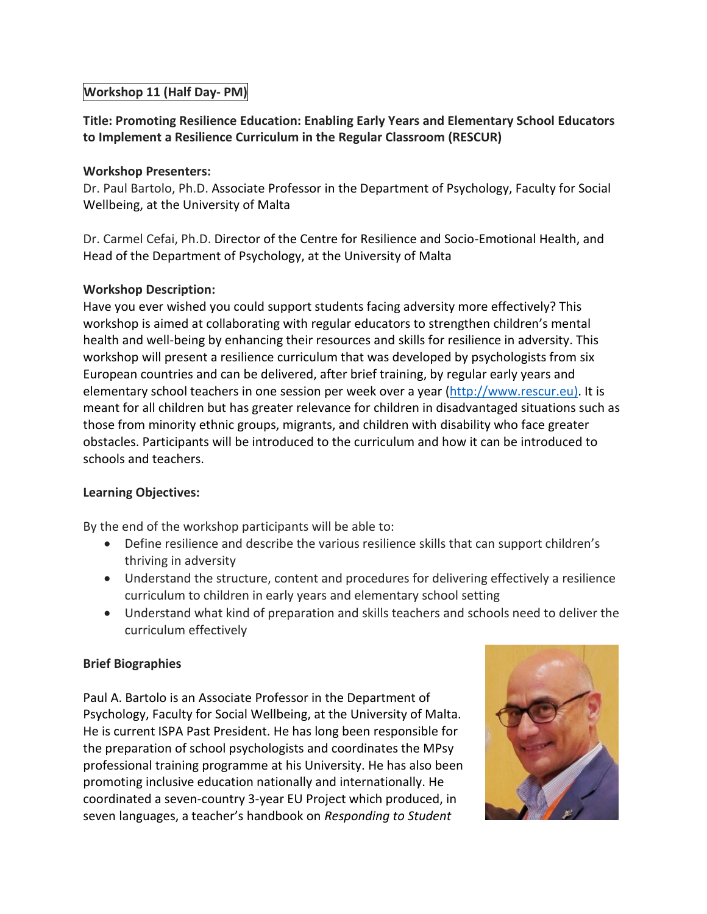**Workshop 11 (Half Day- PM)**

**Title: Promoting Resilience Education: Enabling Early Years and Elementary School Educators to Implement a Resilience Curriculum in the Regular Classroom (RESCUR)**

**Workshop Presenters:**
Dr. Paul Bartolo, Ph.D. Associate Professor in the Department of Psychology, Faculty for Social Wellbeing, at the University of Malta

Dr. Carmel Cefai, Ph.D. Director of the Centre for Resilience and Socio-Emotional Health, and Head of the Department of Psychology, at the University of Malta

**Workshop Description:**
Have you ever wished you could support students facing adversity more effectively? This workshop is aimed at collaborating with regular educators to strengthen children's mental health and well-being by enhancing their resources and skills for resilience in adversity. This workshop will present a resilience curriculum that was developed by psychologists from six European countries and can be delivered, after brief training, by regular early years and elementary school teachers in one session per week over a year (http://www.rescur.eu). It is meant for all children but has greater relevance for children in disadvantaged situations such as those from minority ethnic groups, migrants, and children with disability who face greater obstacles. Participants will be introduced to the curriculum and how it can be introduced to schools and teachers.

**Learning Objectives:**

By the end of the workshop participants will be able to:

- Define resilience and describe the various resilience skills that can support children's thriving in adversity
- Understand the structure, content and procedures for delivering effectively a resilience curriculum to children in early years and elementary school setting
- Understand what kind of preparation and skills teachers and schools need to deliver the curriculum effectively

**Brief Biographies**

Paul A. Bartolo is an Associate Professor in the Department of Psychology, Faculty for Social Wellbeing, at the University of Malta. He is current ISPA Past President. He has long been responsible for the preparation of school psychologists and coordinates the MPsy professional training programme at his University. He has also been promoting inclusive education nationally and internationally. He coordinated a seven-country 3-year EU Project which produced, in seven languages, a teacher's handbook on *Responding to Student*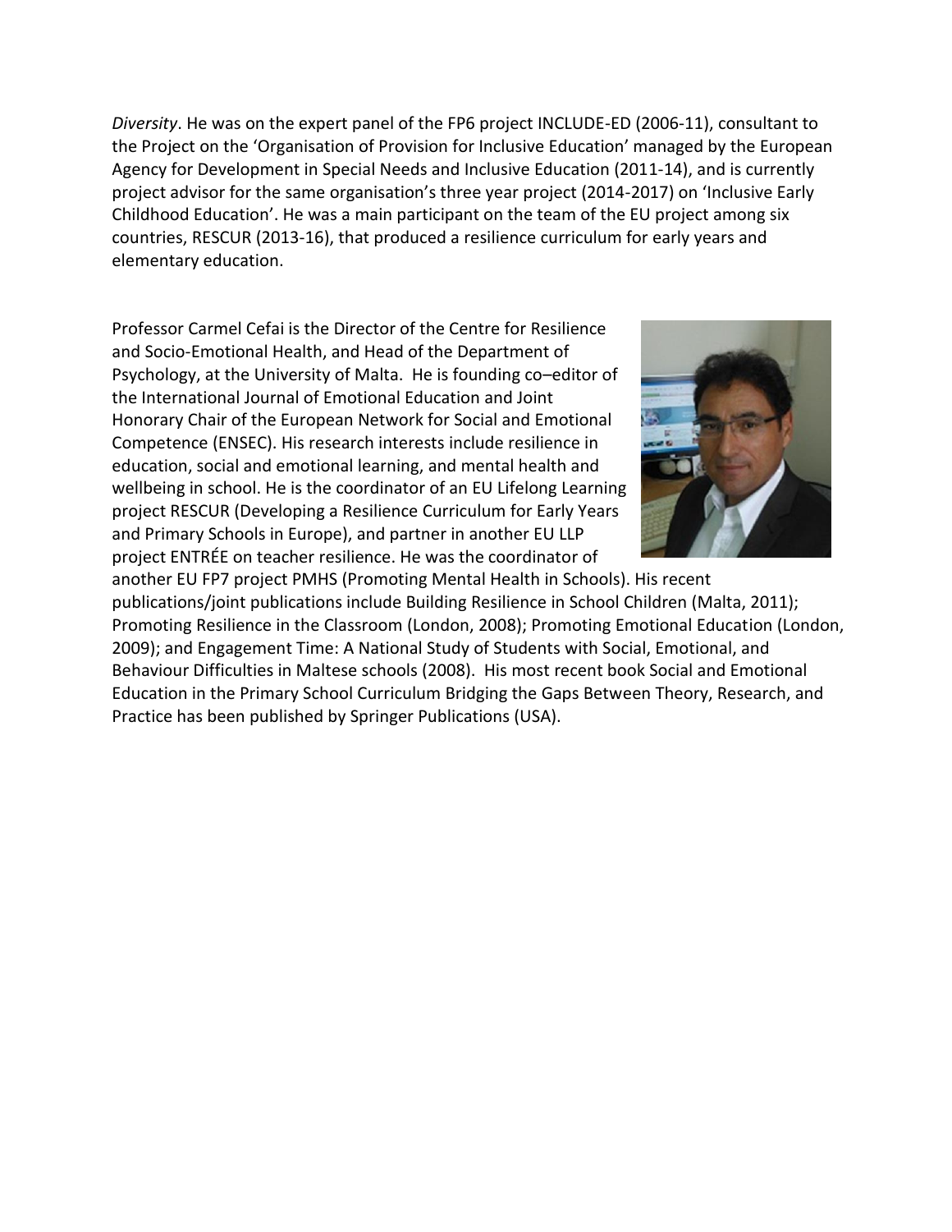*Diversity*. He was on the expert panel of the FP6 project INCLUDE-ED (2006-11), consultant to the Project on the 'Organisation of Provision for Inclusive Education' managed by the European Agency for Development in Special Needs and Inclusive Education (2011-14), and is currently project advisor for the same organisation's three year project (2014-2017) on 'Inclusive Early Childhood Education'. He was a main participant on the team of the EU project among six countries, RESCUR (2013-16), that produced a resilience curriculum for early years and elementary education.

Professor Carmel Cefai is the Director of the Centre for Resilience and Socio-Emotional Health, and Head of the Department of Psychology, at the University of Malta. He is founding co–editor of the International Journal of Emotional Education and Joint Honorary Chair of the European Network for Social and Emotional Competence (ENSEC). His research interests include resilience in education, social and emotional learning, and mental health and wellbeing in school. He is the coordinator of an EU Lifelong Learning project RESCUR (Developing a Resilience Curriculum for Early Years and Primary Schools in Europe), and partner in another EU LLP project ENTRÉE on teacher resilience. He was the coordinator of another EU FP7 project PMHS (Promoting Mental Health in Schools). His recent publications/joint publications include Building Resilience in School Children (Malta, 2011); Promoting Resilience in the Classroom (London, 2008); Promoting Emotional Education (London, 2009); and Engagement Time: A National Study of Students with Social, Emotional, and Behaviour Difficulties in Maltese schools (2008). His most recent book Social and Emotional Education in the Primary School Curriculum Bridging the Gaps Between Theory, Research, and Practice has been published by Springer Publications (USA).